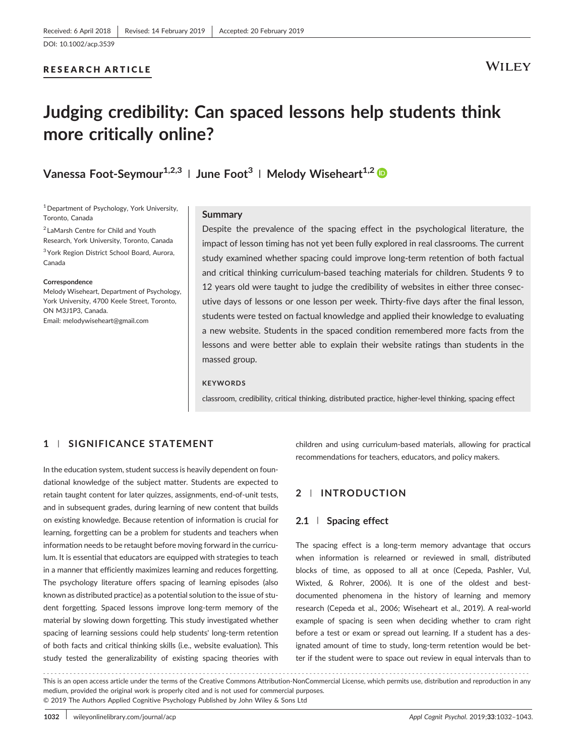Received: 6 April 2018 | Revised: 14 February 2019 | Accepted: 20 February 2019

DOI: 10.1002/acp.3539

RESEARCH ARTICLE

# Judging credibility: Can spaced lessons help students think more critically online?

**Vanessa Foot-Seymour[1,2,3] | June Foot[3] | Melody Wiseheart[1,2]**

[1] Department of Psychology, York University, Toronto, Canada

[2] LaMarsh Centre for Child and Youth Research, York University, Toronto, Canada

[3] York Region District School Board, Aurora, Canada

**Correspondence**
Melody Wiseheart, Department of Psychology, York University, 4700 Keele Street, Toronto, ON M3J1P3, Canada.
Email: melodywiseheart@gmail.com

**Summary**

Despite the prevalence of the spacing effect in the psychological literature, the impact of lesson timing has not yet been fully explored in real classrooms. The current study examined whether spacing could improve long-term retention of both factual and critical thinking curriculum-based teaching materials for children. Students 9 to 12 years old were taught to judge the credibility of websites in either three consecutive days of lessons or one lesson per week. Thirty-five days after the final lesson, students were tested on factual knowledge and applied their knowledge to evaluating a new website. Students in the spaced condition remembered more facts from the lessons and were better able to explain their website ratings than students in the massed group.

**KEYWORDS**

classroom, credibility, critical thinking, distributed practice, higher-level thinking, spacing effect

## 1 | SIGNIFICANCE STATEMENT

In the education system, student success is heavily dependent on foundational knowledge of the subject matter. Students are expected to retain taught content for later quizzes, assignments, end-of-unit tests, and in subsequent grades, during learning of new content that builds on existing knowledge. Because retention of information is crucial for learning, forgetting can be a problem for students and teachers when information needs to be retaught before moving forward in the curriculum. It is essential that educators are equipped with strategies to teach in a manner that efficiently maximizes learning and reduces forgetting. The psychology literature offers spacing of learning episodes (also known as distributed practice) as a potential solution to the issue of student forgetting. Spaced lessons improve long-term memory of the material by slowing down forgetting. This study investigated whether spacing of learning sessions could help students' long-term retention of both facts and critical thinking skills (i.e., website evaluation). This study tested the generalizability of existing spacing theories with children and using curriculum-based materials, allowing for practical recommendations for teachers, educators, and policy makers.

## 2 | INTRODUCTION

### 2.1 | Spacing effect

The spacing effect is a long-term memory advantage that occurs when information is relearned or reviewed in small, distributed blocks of time, as opposed to all at once (Cepeda, Pashler, Vul, Wixted, & Rohrer, 2006). It is one of the oldest and best-documented phenomena in the history of learning and memory research (Cepeda et al., 2006; Wiseheart et al., 2019). A real-world example of spacing is seen when deciding whether to cram right before a test or exam or spread out learning. If a student has a designated amount of time to study, long-term retention would be better if the student were to space out review in equal intervals than to

This is an open access article under the terms of the Creative Commons Attribution-NonCommercial License, which permits use, distribution and reproduction in any medium, provided the original work is properly cited and is not used for commercial purposes.
© 2019 The Authors Applied Cognitive Psychology Published by John Wiley & Sons Ltd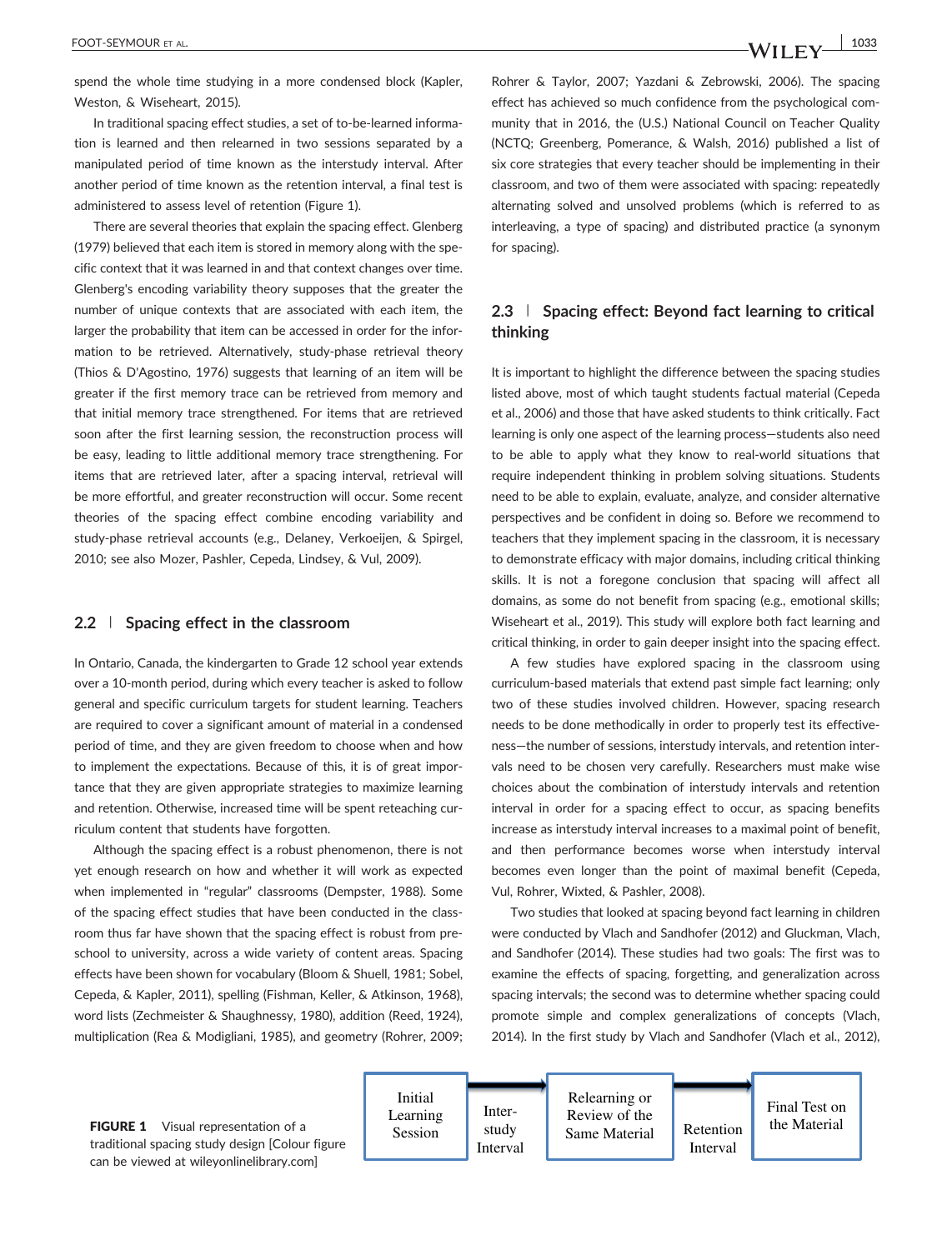spend the whole time studying in a more condensed block (Kapler, Weston, & Wiseheart, 2015).

In traditional spacing effect studies, a set of to-be-learned information is learned and then relearned in two sessions separated by a manipulated period of time known as the interstudy interval. After another period of time known as the retention interval, a final test is administered to assess level of retention (Figure 1).

There are several theories that explain the spacing effect. Glenberg (1979) believed that each item is stored in memory along with the specific context that it was learned in and that context changes over time. Glenberg's encoding variability theory supposes that the greater the number of unique contexts that are associated with each item, the larger the probability that item can be accessed in order for the information to be retrieved. Alternatively, study-phase retrieval theory (Thios & D'Agostino, 1976) suggests that learning of an item will be greater if the first memory trace can be retrieved from memory and that initial memory trace strengthened. For items that are retrieved soon after the first learning session, the reconstruction process will be easy, leading to little additional memory trace strengthening. For items that are retrieved later, after a spacing interval, retrieval will be more effortful, and greater reconstruction will occur. Some recent theories of the spacing effect combine encoding variability and study-phase retrieval accounts (e.g., Delaney, Verkoeijen, & Spirgel, 2010; see also Mozer, Pashler, Cepeda, Lindsey, & Vul, 2009).

## 2.2 | Spacing effect in the classroom

In Ontario, Canada, the kindergarten to Grade 12 school year extends over a 10-month period, during which every teacher is asked to follow general and specific curriculum targets for student learning. Teachers are required to cover a significant amount of material in a condensed period of time, and they are given freedom to choose when and how to implement the expectations. Because of this, it is of great importance that they are given appropriate strategies to maximize learning and retention. Otherwise, increased time will be spent reteaching curriculum content that students have forgotten.

Although the spacing effect is a robust phenomenon, there is not yet enough research on how and whether it will work as expected when implemented in "regular" classrooms (Dempster, 1988). Some of the spacing effect studies that have been conducted in the classroom thus far have shown that the spacing effect is robust from preschool to university, across a wide variety of content areas. Spacing effects have been shown for vocabulary (Bloom & Shuell, 1981; Sobel, Cepeda, & Kapler, 2011), spelling (Fishman, Keller, & Atkinson, 1968), word lists (Zechmeister & Shaughnessy, 1980), addition (Reed, 1924), multiplication (Rea & Modigliani, 1985), and geometry (Rohrer, 2009; Rohrer & Taylor, 2007; Yazdani & Zebrowski, 2006). The spacing effect has achieved so much confidence from the psychological community that in 2016, the (U.S.) National Council on Teacher Quality (NCTQ; Greenberg, Pomerance, & Walsh, 2016) published a list of six core strategies that every teacher should be implementing in their classroom, and two of them were associated with spacing: repeatedly alternating solved and unsolved problems (which is referred to as interleaving, a type of spacing) and distributed practice (a synonym for spacing).

## 2.3 | Spacing effect: Beyond fact learning to critical thinking

It is important to highlight the difference between the spacing studies listed above, most of which taught students factual material (Cepeda et al., 2006) and those that have asked students to think critically. Fact learning is only one aspect of the learning process—students also need to be able to apply what they know to real-world situations that require independent thinking in problem solving situations. Students need to be able to explain, evaluate, analyze, and consider alternative perspectives and be confident in doing so. Before we recommend to teachers that they implement spacing in the classroom, it is necessary to demonstrate efficacy with major domains, including critical thinking skills. It is not a foregone conclusion that spacing will affect all domains, as some do not benefit from spacing (e.g., emotional skills; Wiseheart et al., 2019). This study will explore both fact learning and critical thinking, in order to gain deeper insight into the spacing effect.

A few studies have explored spacing in the classroom using curriculum-based materials that extend past simple fact learning; only two of these studies involved children. However, spacing research needs to be done methodically in order to properly test its effectiveness—the number of sessions, interstudy intervals, and retention intervals need to be chosen very carefully. Researchers must make wise choices about the combination of interstudy intervals and retention interval in order for a spacing effect to occur, as spacing benefits increase as interstudy interval increases to a maximal point of benefit, and then performance becomes worse when interstudy interval becomes even longer than the point of maximal benefit (Cepeda, Vul, Rohrer, Wixted, & Pashler, 2008).

Two studies that looked at spacing beyond fact learning in children were conducted by Vlach and Sandhofer (2012) and Gluckman, Vlach, and Sandhofer (2014). These studies had two goals: The first was to examine the effects of spacing, forgetting, and generalization across spacing intervals; the second was to determine whether spacing could promote simple and complex generalizations of concepts (Vlach, 2014). In the first study by Vlach and Sandhofer (Vlach et al., 2012),

Initial Learning Session → Inter-study Interval → Relearning or Review of the Same Material → Retention Interval → Final Test on the Material

**FIGURE 1** Visual representation of a traditional spacing study design [Colour figure can be viewed at wileyonlinelibrary.com]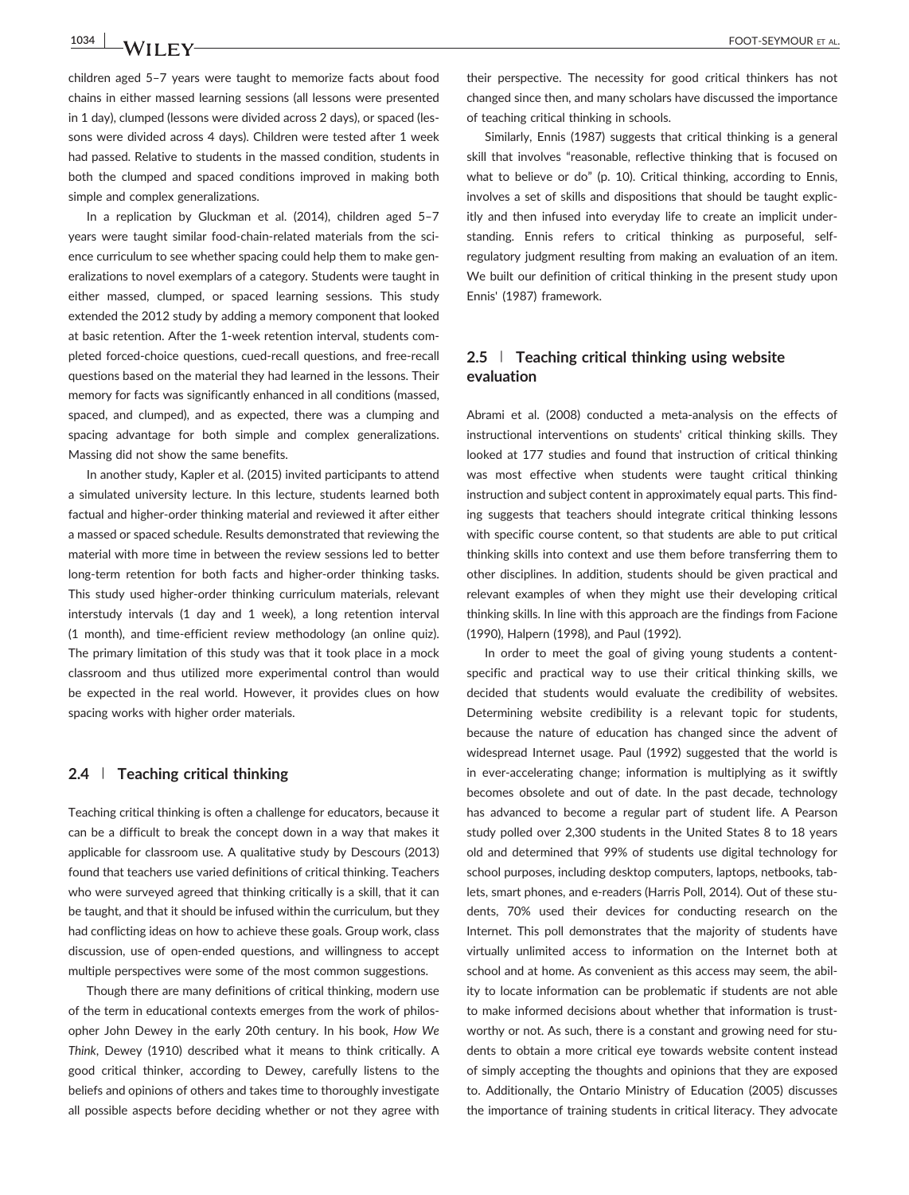children aged 5–7 years were taught to memorize facts about food chains in either massed learning sessions (all lessons were presented in 1 day), clumped (lessons were divided across 2 days), or spaced (lessons were divided across 4 days). Children were tested after 1 week had passed. Relative to students in the massed condition, students in both the clumped and spaced conditions improved in making both simple and complex generalizations.

In a replication by Gluckman et al. (2014), children aged 5–7 years were taught similar food-chain-related materials from the science curriculum to see whether spacing could help them to make generalizations to novel exemplars of a category. Students were taught in either massed, clumped, or spaced learning sessions. This study extended the 2012 study by adding a memory component that looked at basic retention. After the 1-week retention interval, students completed forced-choice questions, cued-recall questions, and free-recall questions based on the material they had learned in the lessons. Their memory for facts was significantly enhanced in all conditions (massed, spaced, and clumped), and as expected, there was a clumping and spacing advantage for both simple and complex generalizations. Massing did not show the same benefits.

In another study, Kapler et al. (2015) invited participants to attend a simulated university lecture. In this lecture, students learned both factual and higher-order thinking material and reviewed it after either a massed or spaced schedule. Results demonstrated that reviewing the material with more time in between the review sessions led to better long-term retention for both facts and higher-order thinking tasks. This study used higher-order thinking curriculum materials, relevant interstudy intervals (1 day and 1 week), a long retention interval (1 month), and time-efficient review methodology (an online quiz). The primary limitation of this study was that it took place in a mock classroom and thus utilized more experimental control than would be expected in the real world. However, it provides clues on how spacing works with higher order materials.

### 2.4 | Teaching critical thinking

Teaching critical thinking is often a challenge for educators, because it can be a difficult to break the concept down in a way that makes it applicable for classroom use. A qualitative study by Descours (2013) found that teachers use varied definitions of critical thinking. Teachers who were surveyed agreed that thinking critically is a skill, that it can be taught, and that it should be infused within the curriculum, but they had conflicting ideas on how to achieve these goals. Group work, class discussion, use of open-ended questions, and willingness to accept multiple perspectives were some of the most common suggestions.

Though there are many definitions of critical thinking, modern use of the term in educational contexts emerges from the work of philosopher John Dewey in the early 20th century. In his book, *How We Think*, Dewey (1910) described what it means to think critically. A good critical thinker, according to Dewey, carefully listens to the beliefs and opinions of others and takes time to thoroughly investigate all possible aspects before deciding whether or not they agree with their perspective. The necessity for good critical thinkers has not changed since then, and many scholars have discussed the importance of teaching critical thinking in schools.

Similarly, Ennis (1987) suggests that critical thinking is a general skill that involves "reasonable, reflective thinking that is focused on what to believe or do" (p. 10). Critical thinking, according to Ennis, involves a set of skills and dispositions that should be taught explicitly and then infused into everyday life to create an implicit understanding. Ennis refers to critical thinking as purposeful, self-regulatory judgment resulting from making an evaluation of an item. We built our definition of critical thinking in the present study upon Ennis' (1987) framework.

### 2.5 | Teaching critical thinking using website evaluation

Abrami et al. (2008) conducted a meta-analysis on the effects of instructional interventions on students' critical thinking skills. They looked at 177 studies and found that instruction of critical thinking was most effective when students were taught critical thinking instruction and subject content in approximately equal parts. This finding suggests that teachers should integrate critical thinking lessons with specific course content, so that students are able to put critical thinking skills into context and use them before transferring them to other disciplines. In addition, students should be given practical and relevant examples of when they might use their developing critical thinking skills. In line with this approach are the findings from Facione (1990), Halpern (1998), and Paul (1992).

In order to meet the goal of giving young students a content-specific and practical way to use their critical thinking skills, we decided that students would evaluate the credibility of websites. Determining website credibility is a relevant topic for students, because the nature of education has changed since the advent of widespread Internet usage. Paul (1992) suggested that the world is in ever-accelerating change; information is multiplying as it swiftly becomes obsolete and out of date. In the past decade, technology has advanced to become a regular part of student life. A Pearson study polled over 2,300 students in the United States 8 to 18 years old and determined that 99% of students use digital technology for school purposes, including desktop computers, laptops, netbooks, tablets, smart phones, and e-readers (Harris Poll, 2014). Out of these students, 70% used their devices for conducting research on the Internet. This poll demonstrates that the majority of students have virtually unlimited access to information on the Internet both at school and at home. As convenient as this access may seem, the ability to locate information can be problematic if students are not able to make informed decisions about whether that information is trustworthy or not. As such, there is a constant and growing need for students to obtain a more critical eye towards website content instead of simply accepting the thoughts and opinions that they are exposed to. Additionally, the Ontario Ministry of Education (2005) discusses the importance of training students in critical literacy. They advocate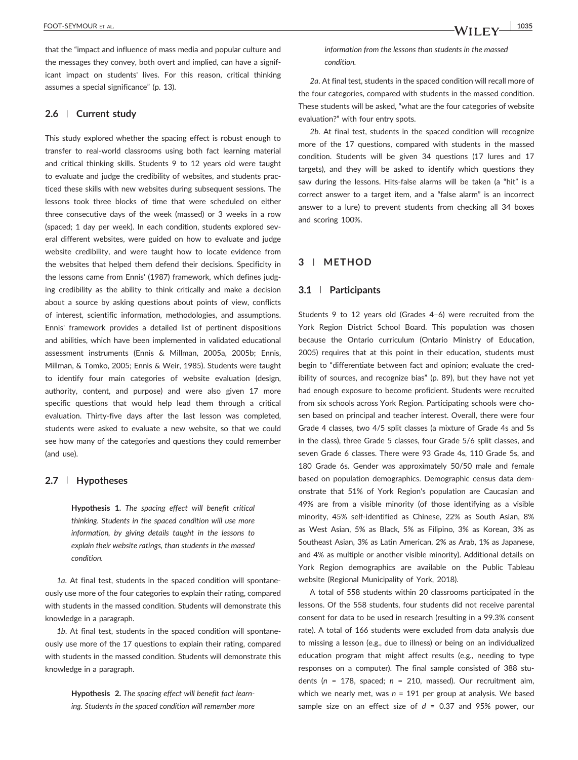that the "impact and influence of mass media and popular culture and the messages they convey, both overt and implied, can have a significant impact on students' lives. For this reason, critical thinking assumes a special significance" (p. 13).

## 2.6 | Current study

This study explored whether the spacing effect is robust enough to transfer to real-world classrooms using both fact learning material and critical thinking skills. Students 9 to 12 years old were taught to evaluate and judge the credibility of websites, and students practiced these skills with new websites during subsequent sessions. The lessons took three blocks of time that were scheduled on either three consecutive days of the week (massed) or 3 weeks in a row (spaced; 1 day per week). In each condition, students explored several different websites, were guided on how to evaluate and judge website credibility, and were taught how to locate evidence from the websites that helped them defend their decisions. Specificity in the lessons came from Ennis' (1987) framework, which defines judging credibility as the ability to think critically and make a decision about a source by asking questions about points of view, conflicts of interest, scientific information, methodologies, and assumptions. Ennis' framework provides a detailed list of pertinent dispositions and abilities, which have been implemented in validated educational assessment instruments (Ennis & Millman, 2005a, 2005b; Ennis, Millman, & Tomko, 2005; Ennis & Weir, 1985). Students were taught to identify four main categories of website evaluation (design, authority, content, and purpose) and were also given 17 more specific questions that would help lead them through a critical evaluation. Thirty-five days after the last lesson was completed, students were asked to evaluate a new website, so that we could see how many of the categories and questions they could remember (and use).

## 2.7 | Hypotheses

> **Hypothesis 1.** *The spacing effect will benefit critical thinking. Students in the spaced condition will use more information, by giving details taught in the lessons to explain their website ratings, than students in the massed condition.*

*1a*. At final test, students in the spaced condition will spontaneously use more of the four categories to explain their rating, compared with students in the massed condition. Students will demonstrate this knowledge in a paragraph.

*1b*. At final test, students in the spaced condition will spontaneously use more of the 17 questions to explain their rating, compared with students in the massed condition. Students will demonstrate this knowledge in a paragraph.

> **Hypothesis 2.** *The spacing effect will benefit fact learning. Students in the spaced condition will remember more information from the lessons than students in the massed condition.*

*2a*. At final test, students in the spaced condition will recall more of the four categories, compared with students in the massed condition. These students will be asked, "what are the four categories of website evaluation?" with four entry spots.

*2b*. At final test, students in the spaced condition will recognize more of the 17 questions, compared with students in the massed condition. Students will be given 34 questions (17 lures and 17 targets), and they will be asked to identify which questions they saw during the lessons. Hits-false alarms will be taken (a "hit" is a correct answer to a target item, and a "false alarm" is an incorrect answer to a lure) to prevent students from checking all 34 boxes and scoring 100%.

# 3 | METHOD

## 3.1 | Participants

Students 9 to 12 years old (Grades 4–6) were recruited from the York Region District School Board. This population was chosen because the Ontario curriculum (Ontario Ministry of Education, 2005) requires that at this point in their education, students must begin to "differentiate between fact and opinion; evaluate the credibility of sources, and recognize bias" (p. 89), but they have not yet had enough exposure to become proficient. Students were recruited from six schools across York Region. Participating schools were chosen based on principal and teacher interest. Overall, there were four Grade 4 classes, two 4/5 split classes (a mixture of Grade 4s and 5s in the class), three Grade 5 classes, four Grade 5/6 split classes, and seven Grade 6 classes. There were 93 Grade 4s, 110 Grade 5s, and 180 Grade 6s. Gender was approximately 50/50 male and female based on population demographics. Demographic census data demonstrate that 51% of York Region's population are Caucasian and 49% are from a visible minority (of those identifying as a visible minority, 45% self-identified as Chinese, 22% as South Asian, 8% as West Asian, 5% as Black, 5% as Filipino, 3% as Korean, 3% as Southeast Asian, 3% as Latin American, 2% as Arab, 1% as Japanese, and 4% as multiple or another visible minority). Additional details on York Region demographics are available on the Public Tableau website (Regional Municipality of York, 2018).

A total of 558 students within 20 classrooms participated in the lessons. Of the 558 students, four students did not receive parental consent for data to be used in research (resulting in a 99.3% consent rate). A total of 166 students were excluded from data analysis due to missing a lesson (e.g., due to illness) or being on an individualized education program that might affect results (e.g., needing to type responses on a computer). The final sample consisted of 388 students ($n$ = 178, spaced; $n$ = 210, massed). Our recruitment aim, which we nearly met, was $n$ = 191 per group at analysis. We based sample size on an effect size of $d$ = 0.37 and 95% power, our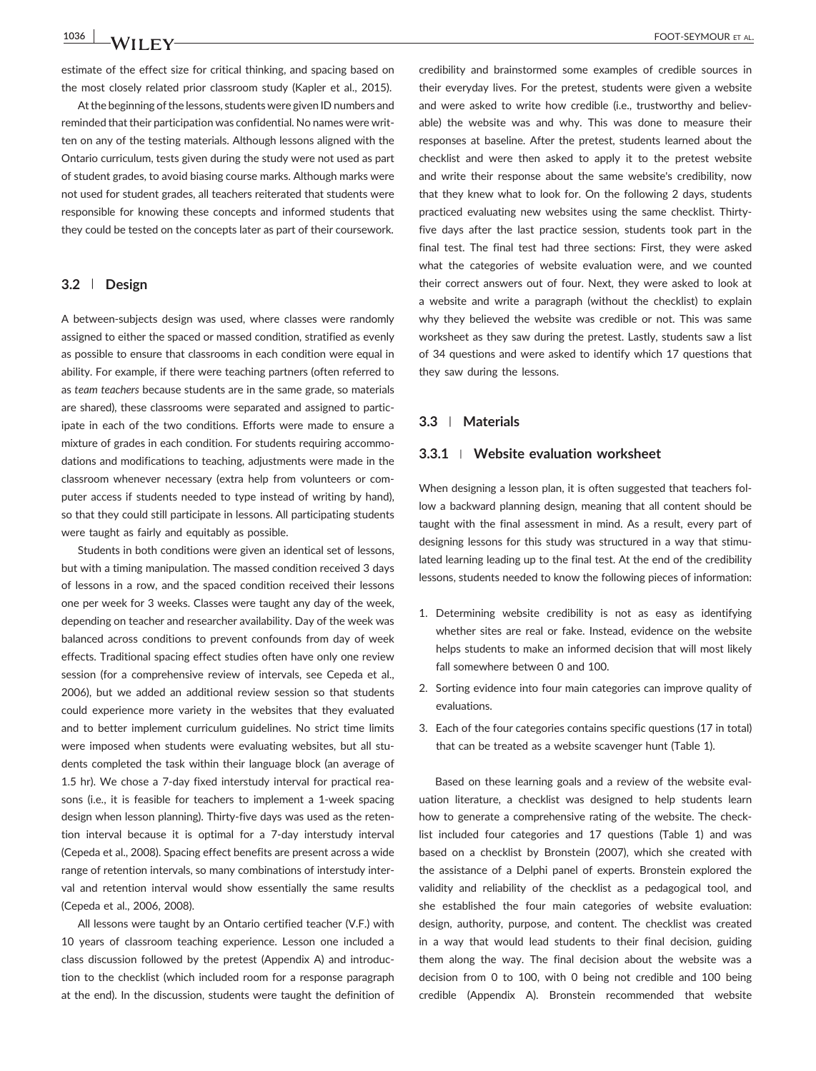estimate of the effect size for critical thinking, and spacing based on the most closely related prior classroom study (Kapler et al., 2015).

At the beginning of the lessons, students were given ID numbers and reminded that their participation was confidential. No names were written on any of the testing materials. Although lessons aligned with the Ontario curriculum, tests given during the study were not used as part of student grades, to avoid biasing course marks. Although marks were not used for student grades, all teachers reiterated that students were responsible for knowing these concepts and informed students that they could be tested on the concepts later as part of their coursework.

### 3.2 | Design

A between-subjects design was used, where classes were randomly assigned to either the spaced or massed condition, stratified as evenly as possible to ensure that classrooms in each condition were equal in ability. For example, if there were teaching partners (often referred to as *team teachers* because students are in the same grade, so materials are shared), these classrooms were separated and assigned to participate in each of the two conditions. Efforts were made to ensure a mixture of grades in each condition. For students requiring accommodations and modifications to teaching, adjustments were made in the classroom whenever necessary (extra help from volunteers or computer access if students needed to type instead of writing by hand), so that they could still participate in lessons. All participating students were taught as fairly and equitably as possible.

Students in both conditions were given an identical set of lessons, but with a timing manipulation. The massed condition received 3 days of lessons in a row, and the spaced condition received their lessons one per week for 3 weeks. Classes were taught any day of the week, depending on teacher and researcher availability. Day of the week was balanced across conditions to prevent confounds from day of week effects. Traditional spacing effect studies often have only one review session (for a comprehensive review of intervals, see Cepeda et al., 2006), but we added an additional review session so that students could experience more variety in the websites that they evaluated and to better implement curriculum guidelines. No strict time limits were imposed when students were evaluating websites, but all students completed the task within their language block (an average of 1.5 hr). We chose a 7-day fixed interstudy interval for practical reasons (i.e., it is feasible for teachers to implement a 1-week spacing design when lesson planning). Thirty-five days was used as the retention interval because it is optimal for a 7-day interstudy interval (Cepeda et al., 2008). Spacing effect benefits are present across a wide range of retention intervals, so many combinations of interstudy interval and retention interval would show essentially the same results (Cepeda et al., 2006, 2008).

All lessons were taught by an Ontario certified teacher (V.F.) with 10 years of classroom teaching experience. Lesson one included a class discussion followed by the pretest (Appendix A) and introduction to the checklist (which included room for a response paragraph at the end). In the discussion, students were taught the definition of credibility and brainstormed some examples of credible sources in their everyday lives. For the pretest, students were given a website and were asked to write how credible (i.e., trustworthy and believable) the website was and why. This was done to measure their responses at baseline. After the pretest, students learned about the checklist and were then asked to apply it to the pretest website and write their response about the same website's credibility, now that they knew what to look for. On the following 2 days, students practiced evaluating new websites using the same checklist. Thirty-five days after the last practice session, students took part in the final test. The final test had three sections: First, they were asked what the categories of website evaluation were, and we counted their correct answers out of four. Next, they were asked to look at a website and write a paragraph (without the checklist) to explain why they believed the website was credible or not. This was same worksheet as they saw during the pretest. Lastly, students saw a list of 34 questions and were asked to identify which 17 questions that they saw during the lessons.

### 3.3 | Materials

#### 3.3.1 | Website evaluation worksheet

When designing a lesson plan, it is often suggested that teachers follow a backward planning design, meaning that all content should be taught with the final assessment in mind. As a result, every part of designing lessons for this study was structured in a way that stimulated learning leading up to the final test. At the end of the credibility lessons, students needed to know the following pieces of information:

1. Determining website credibility is not as easy as identifying whether sites are real or fake. Instead, evidence on the website helps students to make an informed decision that will most likely fall somewhere between 0 and 100.
2. Sorting evidence into four main categories can improve quality of evaluations.
3. Each of the four categories contains specific questions (17 in total) that can be treated as a website scavenger hunt (Table 1).

Based on these learning goals and a review of the website evaluation literature, a checklist was designed to help students learn how to generate a comprehensive rating of the website. The checklist included four categories and 17 questions (Table 1) and was based on a checklist by Bronstein (2007), which she created with the assistance of a Delphi panel of experts. Bronstein explored the validity and reliability of the checklist as a pedagogical tool, and she established the four main categories of website evaluation: design, authority, purpose, and content. The checklist was created in a way that would lead students to their final decision, guiding them along the way. The final decision about the website was a decision from 0 to 100, with 0 being not credible and 100 being credible (Appendix A). Bronstein recommended that website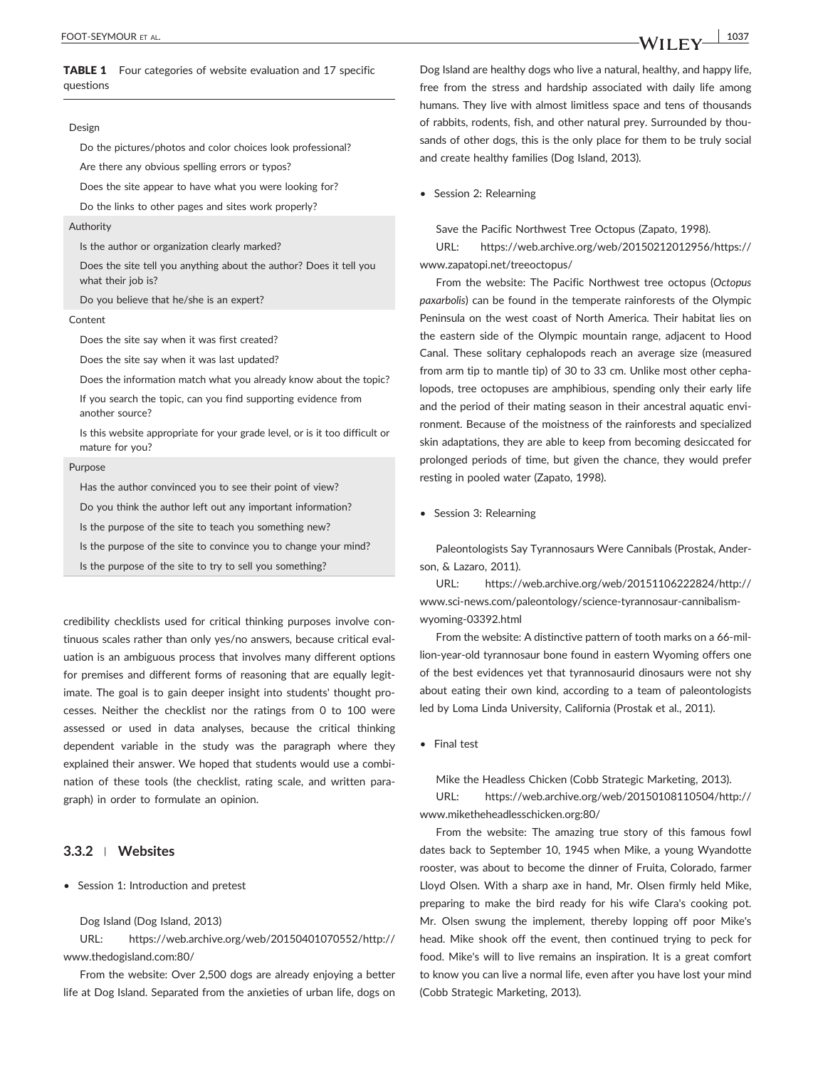**TABLE 1** Four categories of website evaluation and 17 specific questions

| |
|---|
| **Design** |
| Do the pictures/photos and color choices look professional? |
| Are there any obvious spelling errors or typos? |
| Does the site appear to have what you were looking for? |
| Do the links to other pages and sites work properly? |
| **Authority** |
| Is the author or organization clearly marked? |
| Does the site tell you anything about the author? Does it tell you what their job is? |
| Do you believe that he/she is an expert? |
| **Content** |
| Does the site say when it was first created? |
| Does the site say when it was last updated? |
| Does the information match what you already know about the topic? |
| If you search the topic, can you find supporting evidence from another source? |
| Is this website appropriate for your grade level, or is it too difficult or mature for you? |
| **Purpose** |
| Has the author convinced you to see their point of view? |
| Do you think the author left out any important information? |
| Is the purpose of the site to teach you something new? |
| Is the purpose of the site to convince you to change your mind? |
| Is the purpose of the site to try to sell you something? |

credibility checklists used for critical thinking purposes involve continuous scales rather than only yes/no answers, because critical evaluation is an ambiguous process that involves many different options for premises and different forms of reasoning that are equally legitimate. The goal is to gain deeper insight into students' thought processes. Neither the checklist nor the ratings from 0 to 100 were assessed or used in data analyses, because the critical thinking dependent variable in the study was the paragraph where they explained their answer. We hoped that students would use a combination of these tools (the checklist, rating scale, and written paragraph) in order to formulate an opinion.

### 3.3.2 | Websites

- Session 1: Introduction and pretest

Dog Island (Dog Island, 2013)

URL: https://web.archive.org/web/20150401070552/http://www.thedogisland.com:80/

From the website: Over 2,500 dogs are already enjoying a better life at Dog Island. Separated from the anxieties of urban life, dogs on Dog Island are healthy dogs who live a natural, healthy, and happy life, free from the stress and hardship associated with daily life among humans. They live with almost limitless space and tens of thousands of rabbits, rodents, fish, and other natural prey. Surrounded by thousands of other dogs, this is the only place for them to be truly social and create healthy families (Dog Island, 2013).

- Session 2: Relearning

Save the Pacific Northwest Tree Octopus (Zapato, 1998).

URL: https://web.archive.org/web/20150212012956/https://www.zapatopi.net/treeoctopus/

From the website: The Pacific Northwest tree octopus (*Octopus paxarbolis*) can be found in the temperate rainforests of the Olympic Peninsula on the west coast of North America. Their habitat lies on the eastern side of the Olympic mountain range, adjacent to Hood Canal. These solitary cephalopods reach an average size (measured from arm tip to mantle tip) of 30 to 33 cm. Unlike most other cephalopods, tree octopuses are amphibious, spending only their early life and the period of their mating season in their ancestral aquatic environment. Because of the moistness of the rainforests and specialized skin adaptations, they are able to keep from becoming desiccated for prolonged periods of time, but given the chance, they would prefer resting in pooled water (Zapato, 1998).

- Session 3: Relearning

Paleontologists Say Tyrannosaurs Were Cannibals (Prostak, Anderson, & Lazaro, 2011).

URL: https://web.archive.org/web/20151106222824/http://www.sci-news.com/paleontology/science-tyrannosaur-cannibalism-wyoming-03392.html

From the website: A distinctive pattern of tooth marks on a 66-million-year-old tyrannosaur bone found in eastern Wyoming offers one of the best evidences yet that tyrannosaurid dinosaurs were not shy about eating their own kind, according to a team of paleontologists led by Loma Linda University, California (Prostak et al., 2011).

- Final test

Mike the Headless Chicken (Cobb Strategic Marketing, 2013).

URL: https://web.archive.org/web/20150108110504/http://www.miketheheadlesschicken.org:80/

From the website: The amazing true story of this famous fowl dates back to September 10, 1945 when Mike, a young Wyandotte rooster, was about to become the dinner of Fruita, Colorado, farmer Lloyd Olsen. With a sharp axe in hand, Mr. Olsen firmly held Mike, preparing to make the bird ready for his wife Clara's cooking pot. Mr. Olsen swung the implement, thereby lopping off poor Mike's head. Mike shook off the event, then continued trying to peck for food. Mike's will to live remains an inspiration. It is a great comfort to know you can live a normal life, even after you have lost your mind (Cobb Strategic Marketing, 2013).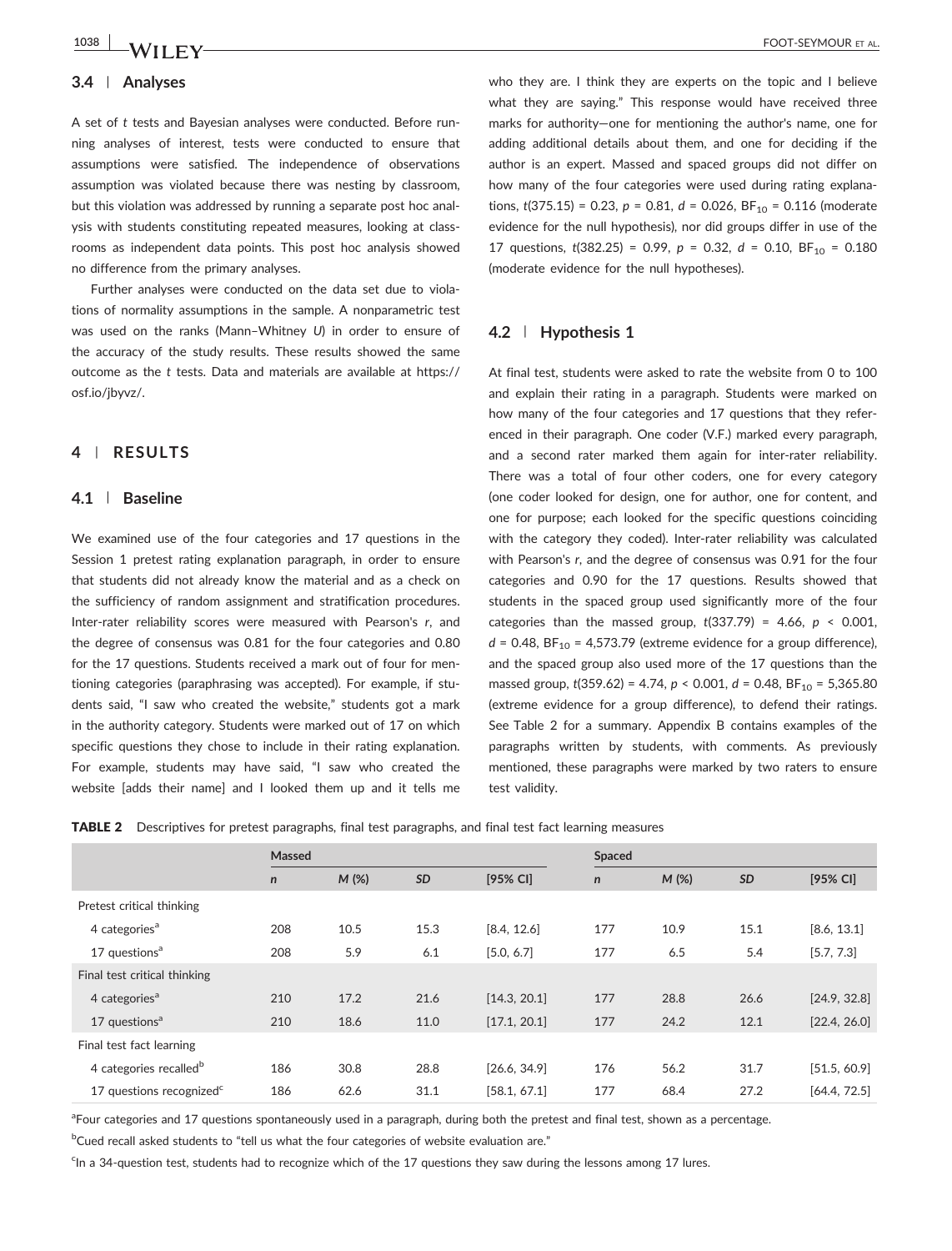### 3.4 | Analyses

A set of *t* tests and Bayesian analyses were conducted. Before running analyses of interest, tests were conducted to ensure that assumptions were satisfied. The independence of observations assumption was violated because there was nesting by classroom, but this violation was addressed by running a separate post hoc analysis with students constituting repeated measures, looking at classrooms as independent data points. This post hoc analysis showed no difference from the primary analyses.

Further analyses were conducted on the data set due to violations of normality assumptions in the sample. A nonparametric test was used on the ranks (Mann–Whitney *U*) in order to ensure of the accuracy of the study results. These results showed the same outcome as the *t* tests. Data and materials are available at https://osf.io/jbyvz/.

## 4 | RESULTS

### 4.1 | Baseline

We examined use of the four categories and 17 questions in the Session 1 pretest rating explanation paragraph, in order to ensure that students did not already know the material and as a check on the sufficiency of random assignment and stratification procedures. Inter-rater reliability scores were measured with Pearson's *r*, and the degree of consensus was 0.81 for the four categories and 0.80 for the 17 questions. Students received a mark out of four for mentioning categories (paraphrasing was accepted). For example, if students said, "I saw who created the website," students got a mark in the authority category. Students were marked out of 17 on which specific questions they chose to include in their rating explanation. For example, students may have said, "I saw who created the website [adds their name] and I looked them up and it tells me who they are. I think they are experts on the topic and I believe what they are saying." This response would have received three marks for authority—one for mentioning the author's name, one for adding additional details about them, and one for deciding if the author is an expert. Massed and spaced groups did not differ on how many of the four categories were used during rating explanations, $t(375.15) = 0.23$, $p = 0.81$, $d = 0.026$, $BF_{10} = 0.116$ (moderate evidence for the null hypothesis), nor did groups differ in use of the 17 questions, $t(382.25) = 0.99$, $p = 0.32$, $d = 0.10$, $BF_{10} = 0.180$ (moderate evidence for the null hypotheses).

### 4.2 | Hypothesis 1

At final test, students were asked to rate the website from 0 to 100 and explain their rating in a paragraph. Students were marked on how many of the four categories and 17 questions that they referenced in their paragraph. One coder (V.F.) marked every paragraph, and a second rater marked them again for inter-rater reliability. There was a total of four other coders, one for every category (one coder looked for design, one for author, one for content, and one for purpose; each looked for the specific questions coinciding with the category they coded). Inter-rater reliability was calculated with Pearson's *r*, and the degree of consensus was 0.91 for the four categories and 0.90 for the 17 questions. Results showed that students in the spaced group used significantly more of the four categories than the massed group, $t(337.79) = 4.66$, $p < 0.001$, $d = 0.48$, $BF_{10} = 4{,}573.79$ (extreme evidence for a group difference), and the spaced group also used more of the 17 questions than the massed group, $t(359.62) = 4.74$, $p < 0.001$, $d = 0.48$, $BF_{10} = 5{,}365.80$ (extreme evidence for a group difference), to defend their ratings. See Table 2 for a summary. Appendix B contains examples of the paragraphs written by students, with comments. As previously mentioned, these paragraphs were marked by two raters to ensure test validity.

**TABLE 2** Descriptives for pretest paragraphs, final test paragraphs, and final test fact learning measures

| | Massed | | | | Spaced | | | |
|---|---|---|---|---|---|---|---|---|
| | *n* | *M* (%) | *SD* | [95% CI] | *n* | *M* (%) | *SD* | [95% CI] |
| Pretest critical thinking | | | | | | | | |
| 4 categories[a] | 208 | 10.5 | 15.3 | [8.4, 12.6] | 177 | 10.9 | 15.1 | [8.6, 13.1] |
| 17 questions[a] | 208 | 5.9 | 6.1 | [5.0, 6.7] | 177 | 6.5 | 5.4 | [5.7, 7.3] |
| Final test critical thinking | | | | | | | | |
| 4 categories[a] | 210 | 17.2 | 21.6 | [14.3, 20.1] | 177 | 28.8 | 26.6 | [24.9, 32.8] |
| 17 questions[a] | 210 | 18.6 | 11.0 | [17.1, 20.1] | 177 | 24.2 | 12.1 | [22.4, 26.0] |
| Final test fact learning | | | | | | | | |
| 4 categories recalled[b] | 186 | 30.8 | 28.8 | [26.6, 34.9] | 176 | 56.2 | 31.7 | [51.5, 60.9] |
| 17 questions recognized[c] | 186 | 62.6 | 31.1 | [58.1, 67.1] | 177 | 68.4 | 27.2 | [64.4, 72.5] |

[a]Four categories and 17 questions spontaneously used in a paragraph, during both the pretest and final test, shown as a percentage.

[b]Cued recall asked students to "tell us what the four categories of website evaluation are."

[c]In a 34-question test, students had to recognize which of the 17 questions they saw during the lessons among 17 lures.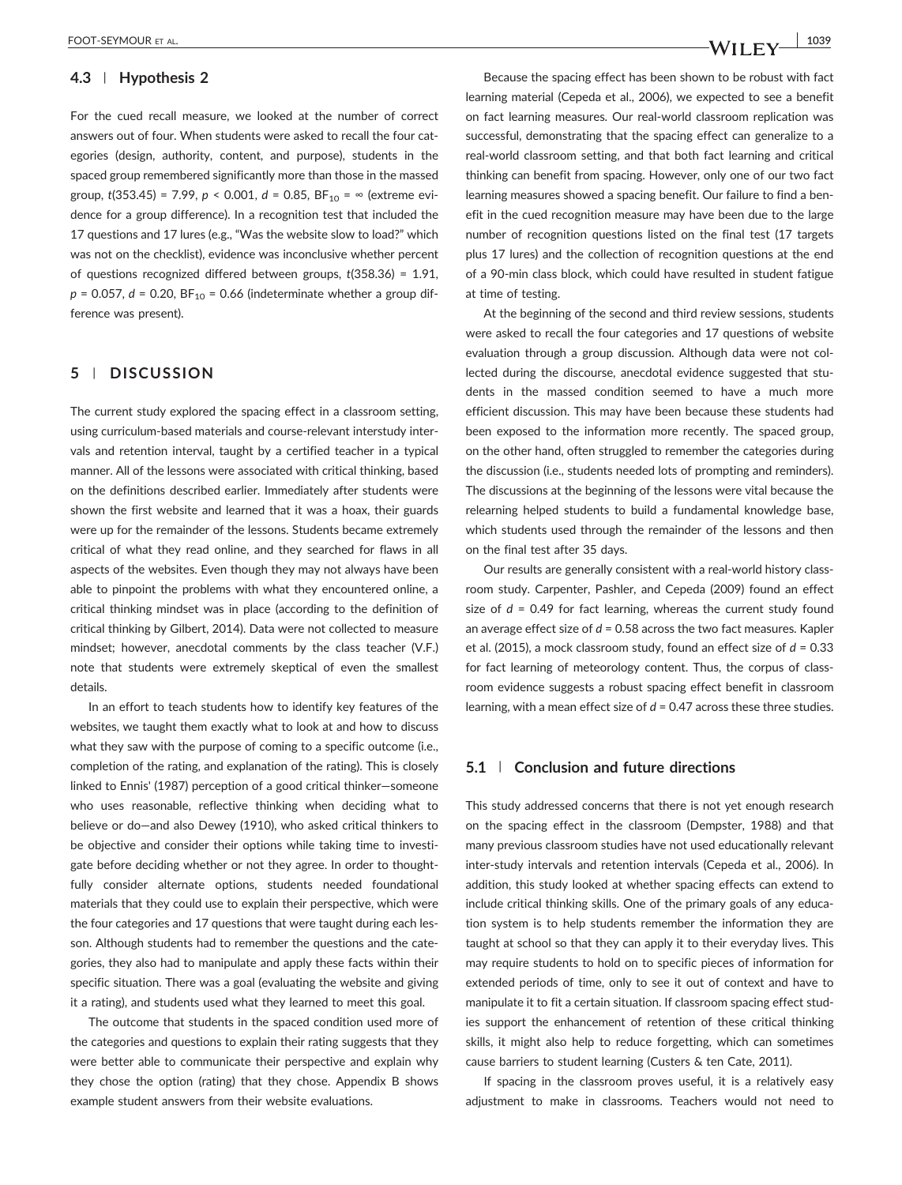### 4.3 | Hypothesis 2

For the cued recall measure, we looked at the number of correct answers out of four. When students were asked to recall the four categories (design, authority, content, and purpose), students in the spaced group remembered significantly more than those in the massed group, $t(353.45) = 7.99$, $p < 0.001$, $d = 0.85$, $BF_{10} = \infty$ (extreme evidence for a group difference). In a recognition test that included the 17 questions and 17 lures (e.g., "Was the website slow to load?" which was not on the checklist), evidence was inconclusive whether percent of questions recognized differed between groups, $t(358.36) = 1.91$, $p = 0.057$, $d = 0.20$, $BF_{10} = 0.66$ (indeterminate whether a group difference was present).

## 5 | DISCUSSION

The current study explored the spacing effect in a classroom setting, using curriculum-based materials and course-relevant interstudy intervals and retention interval, taught by a certified teacher in a typical manner. All of the lessons were associated with critical thinking, based on the definitions described earlier. Immediately after students were shown the first website and learned that it was a hoax, their guards were up for the remainder of the lessons. Students became extremely critical of what they read online, and they searched for flaws in all aspects of the websites. Even though they may not always have been able to pinpoint the problems with what they encountered online, a critical thinking mindset was in place (according to the definition of critical thinking by Gilbert, 2014). Data were not collected to measure mindset; however, anecdotal comments by the class teacher (V.F.) note that students were extremely skeptical of even the smallest details.

In an effort to teach students how to identify key features of the websites, we taught them exactly what to look at and how to discuss what they saw with the purpose of coming to a specific outcome (i.e., completion of the rating, and explanation of the rating). This is closely linked to Ennis' (1987) perception of a good critical thinker—someone who uses reasonable, reflective thinking when deciding what to believe or do—and also Dewey (1910), who asked critical thinkers to be objective and consider their options while taking time to investigate before deciding whether or not they agree. In order to thoughtfully consider alternate options, students needed foundational materials that they could use to explain their perspective, which were the four categories and 17 questions that were taught during each lesson. Although students had to remember the questions and the categories, they also had to manipulate and apply these facts within their specific situation. There was a goal (evaluating the website and giving it a rating), and students used what they learned to meet this goal.

The outcome that students in the spaced condition used more of the categories and questions to explain their rating suggests that they were better able to communicate their perspective and explain why they chose the option (rating) that they chose. Appendix B shows example student answers from their website evaluations.

Because the spacing effect has been shown to be robust with fact learning material (Cepeda et al., 2006), we expected to see a benefit on fact learning measures. Our real-world classroom replication was successful, demonstrating that the spacing effect can generalize to a real-world classroom setting, and that both fact learning and critical thinking can benefit from spacing. However, only one of our two fact learning measures showed a spacing benefit. Our failure to find a benefit in the cued recognition measure may have been due to the large number of recognition questions listed on the final test (17 targets plus 17 lures) and the collection of recognition questions at the end of a 90-min class block, which could have resulted in student fatigue at time of testing.

At the beginning of the second and third review sessions, students were asked to recall the four categories and 17 questions of website evaluation through a group discussion. Although data were not collected during the discourse, anecdotal evidence suggested that students in the massed condition seemed to have a much more efficient discussion. This may have been because these students had been exposed to the information more recently. The spaced group, on the other hand, often struggled to remember the categories during the discussion (i.e., students needed lots of prompting and reminders). The discussions at the beginning of the lessons were vital because the relearning helped students to build a fundamental knowledge base, which students used through the remainder of the lessons and then on the final test after 35 days.

Our results are generally consistent with a real-world history classroom study. Carpenter, Pashler, and Cepeda (2009) found an effect size of $d = 0.49$ for fact learning, whereas the current study found an average effect size of $d = 0.58$ across the two fact measures. Kapler et al. (2015), a mock classroom study, found an effect size of $d = 0.33$ for fact learning of meteorology content. Thus, the corpus of classroom evidence suggests a robust spacing effect benefit in classroom learning, with a mean effect size of $d = 0.47$ across these three studies.

### 5.1 | Conclusion and future directions

This study addressed concerns that there is not yet enough research on the spacing effect in the classroom (Dempster, 1988) and that many previous classroom studies have not used educationally relevant inter-study intervals and retention intervals (Cepeda et al., 2006). In addition, this study looked at whether spacing effects can extend to include critical thinking skills. One of the primary goals of any education system is to help students remember the information they are taught at school so that they can apply it to their everyday lives. This may require students to hold on to specific pieces of information for extended periods of time, only to see it out of context and have to manipulate it to fit a certain situation. If classroom spacing effect studies support the enhancement of retention of these critical thinking skills, it might also help to reduce forgetting, which can sometimes cause barriers to student learning (Custers & ten Cate, 2011).

If spacing in the classroom proves useful, it is a relatively easy adjustment to make in classrooms. Teachers would not need to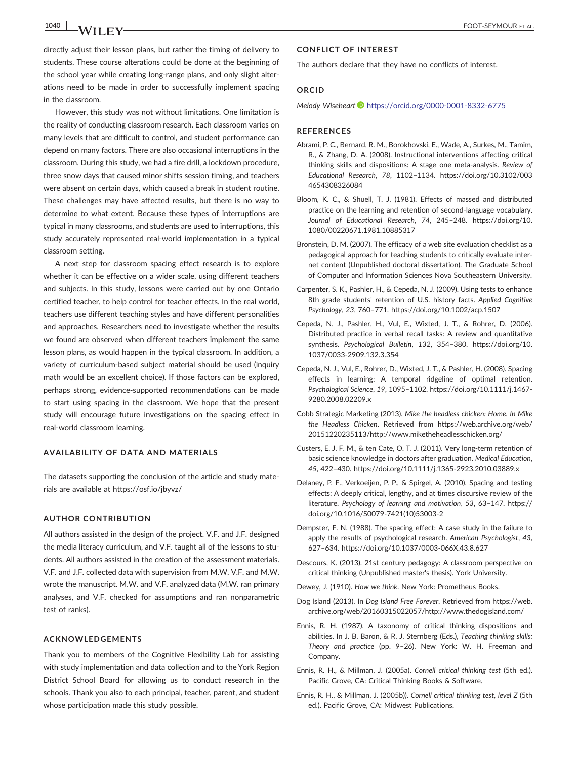directly adjust their lesson plans, but rather the timing of delivery to students. These course alterations could be done at the beginning of the school year while creating long-range plans, and only slight alterations need to be made in order to successfully implement spacing in the classroom.

However, this study was not without limitations. One limitation is the reality of conducting classroom research. Each classroom varies on many levels that are difficult to control, and student performance can depend on many factors. There are also occasional interruptions in the classroom. During this study, we had a fire drill, a lockdown procedure, three snow days that caused minor shifts session timing, and teachers were absent on certain days, which caused a break in student routine. These challenges may have affected results, but there is no way to determine to what extent. Because these types of interruptions are typical in many classrooms, and students are used to interruptions, this study accurately represented real-world implementation in a typical classroom setting.

A next step for classroom spacing effect research is to explore whether it can be effective on a wider scale, using different teachers and subjects. In this study, lessons were carried out by one Ontario certified teacher, to help control for teacher effects. In the real world, teachers use different teaching styles and have different personalities and approaches. Researchers need to investigate whether the results we found are observed when different teachers implement the same lesson plans, as would happen in the typical classroom. In addition, a variety of curriculum-based subject material should be used (inquiry math would be an excellent choice). If those factors can be explored, perhaps strong, evidence-supported recommendations can be made to start using spacing in the classroom. We hope that the present study will encourage future investigations on the spacing effect in real-world classroom learning.

## AVAILABILITY OF DATA AND MATERIALS

The datasets supporting the conclusion of the article and study materials are available at https://osf.io/jbyvz/

## AUTHOR CONTRIBUTION

All authors assisted in the design of the project. V.F. and J.F. designed the media literacy curriculum, and V.F. taught all of the lessons to students. All authors assisted in the creation of the assessment materials. V.F. and J.F. collected data with supervision from M.W. V.F. and M.W. wrote the manuscript. M.W. and V.F. analyzed data (M.W. ran primary analyses, and V.F. checked for assumptions and ran nonparametric test of ranks).

## ACKNOWLEDGEMENTS

Thank you to members of the Cognitive Flexibility Lab for assisting with study implementation and data collection and to the York Region District School Board for allowing us to conduct research in the schools. Thank you also to each principal, teacher, parent, and student whose participation made this study possible.

## CONFLICT OF INTEREST

The authors declare that they have no conflicts of interest.

## ORCID

*Melody Wiseheart* https://orcid.org/0000-0001-8332-6775

## REFERENCES

Abrami, P. C., Bernard, R. M., Borokhovski, E., Wade, A., Surkes, M., Tamim, R., & Zhang, D. A. (2008). Instructional interventions affecting critical thinking skills and dispositions: A stage one meta-analysis. *Review of Educational Research*, *78*, 1102–1134. https://doi.org/10.3102/0034654308326084

Bloom, K. C., & Shuell, T. J. (1981). Effects of massed and distributed practice on the learning and retention of second-language vocabulary. *Journal of Educational Research*, *74*, 245–248. https://doi.org/10.1080/00220671.1981.10885317

Bronstein, D. M. (2007). The efficacy of a web site evaluation checklist as a pedagogical approach for teaching students to critically evaluate internet content (Unpublished doctoral dissertation). The Graduate School of Computer and Information Sciences Nova Southeastern University.

Carpenter, S. K., Pashler, H., & Cepeda, N. J. (2009). Using tests to enhance 8th grade students' retention of U.S. history facts. *Applied Cognitive Psychology*, *23*, 760–771. https://doi.org/10.1002/acp.1507

Cepeda, N. J., Pashler, H., Vul, E., Wixted, J. T., & Rohrer, D. (2006). Distributed practice in verbal recall tasks: A review and quantitative synthesis. *Psychological Bulletin*, *132*, 354–380. https://doi.org/10.1037/0033-2909.132.3.354

Cepeda, N. J., Vul, E., Rohrer, D., Wixted, J. T., & Pashler, H. (2008). Spacing effects in learning: A temporal ridgeline of optimal retention. *Psychological Science*, *19*, 1095–1102. https://doi.org/10.1111/j.1467-9280.2008.02209.x

Cobb Strategic Marketing (2013). *Mike the headless chicken: Home. In Mike the Headless Chicken*. Retrieved from https://web.archive.org/web/20151220235113/http://www.miketheheadlesschicken.org/

Custers, E. J. F. M., & ten Cate, O. T. J. (2011). Very long-term retention of basic science knowledge in doctors after graduation. *Medical Education*, *45*, 422–430. https://doi.org/10.1111/j.1365-2923.2010.03889.x

Delaney, P. F., Verkoeijen, P. P., & Spirgel, A. (2010). Spacing and testing effects: A deeply critical, lengthy, and at times discursive review of the literature. *Psychology of learning and motivation*, *53*, 63–147. https://doi.org/10.1016/S0079-7421(10)53003-2

Dempster, F. N. (1988). The spacing effect: A case study in the failure to apply the results of psychological research. *American Psychologist*, *43*, 627–634. https://doi.org/10.1037/0003-066X.43.8.627

Descours, K. (2013). 21st century pedagogy: A classroom perspective on critical thinking (Unpublished master's thesis). York University.

Dewey, J. (1910). *How we think*. New York: Prometheus Books.

Dog Island (2013). In *Dog Island Free Forever*. Retrieved from https://web.archive.org/web/20160315022057/http://www.thedogisland.com/

Ennis, R. H. (1987). A taxonomy of critical thinking dispositions and abilities. In J. B. Baron, & R. J. Sternberg (Eds.), *Teaching thinking skills: Theory and practice* (pp. 9–26). New York: W. H. Freeman and Company.

Ennis, R. H., & Millman, J. (2005a). *Cornell critical thinking test* (5th ed.). Pacific Grove, CA: Critical Thinking Books & Software.

Ennis, R. H., & Millman, J. (2005b)). *Cornell critical thinking test, level Z* (5th ed.). Pacific Grove, CA: Midwest Publications.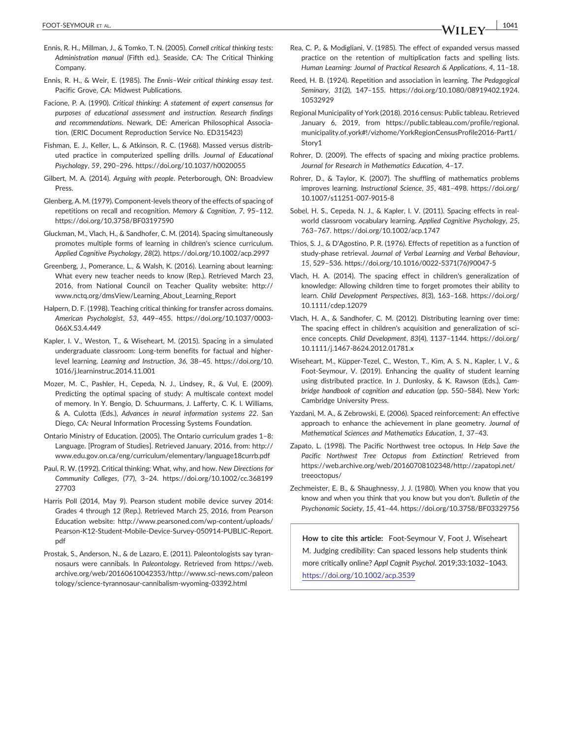Ennis, R. H., Millman, J., & Tomko, T. N. (2005). *Cornell critical thinking tests: Administration manual* (Fifth ed.). Seaside, CA: The Critical Thinking Company.

Ennis, R. H., & Weir, E. (1985). *The Ennis–Weir critical thinking essay test*. Pacific Grove, CA: Midwest Publications.

Facione, P. A. (1990). *Critical thinking: A statement of expert consensus for purposes of educational assessment and instruction. Research findings and recommendations*. Newark, DE: American Philosophical Association. (ERIC Document Reproduction Service No. ED315423)

Fishman, E. J., Keller, L., & Atkinson, R. C. (1968). Massed versus distributed practice in computerized spelling drills. *Journal of Educational Psychology*, *59*, 290–296. https://doi.org/10.1037/h0020055

Gilbert, M. A. (2014). *Arguing with people*. Peterborough, ON: Broadview Press.

Glenberg, A. M. (1979). Component-levels theory of the effects of spacing of repetitions on recall and recognition. *Memory & Cognition*, *7*, 95–112. https://doi.org/10.3758/BF03197590

Gluckman, M., Vlach, H., & Sandhofer, C. M. (2014). Spacing simultaneously promotes multiple forms of learning in children's science curriculum. *Applied Cognitive Psychology*, *28*(2). https://doi.org/10.1002/acp.2997

Greenberg, J., Pomerance, L., & Walsh, K. (2016). Learning about learning: What every new teacher needs to know (Rep.). Retrieved March 23, 2016, from National Council on Teacher Quality website: http://www.nctq.org/dmsView/Learning_About_Learning_Report

Halpern, D. F. (1998). Teaching critical thinking for transfer across domains. *American Psychologist*, *53*, 449–455. https://doi.org/10.1037/0003-066X.53.4.449

Kapler, I. V., Weston, T., & Wiseheart, M. (2015). Spacing in a simulated undergraduate classroom: Long-term benefits for factual and higher-level learning. *Learning and Instruction*, *36*, 38–45. https://doi.org/10.1016/j.learninstruc.2014.11.001

Mozer, M. C., Pashler, H., Cepeda, N. J., Lindsey, R., & Vul, E. (2009). Predicting the optimal spacing of study: A multiscale context model of memory. In Y. Bengio, D. Schuurmans, J. Lafferty, C. K. I. Williams, & A. Culotta (Eds.), *Advances in neural information systems 22*. San Diego, CA: Neural Information Processing Systems Foundation.

Ontario Ministry of Education. (2005). The Ontario curriculum grades 1–8: Language. [Program of Studies]. Retrieved January, 2016, from: http://www.edu.gov.on.ca/eng/curriculum/elementary/language18currb.pdf

Paul, R. W. (1992). Critical thinking: What, why, and how. *New Directions for Community Colleges*, (77), 3–24. https://doi.org/10.1002/cc.36819927703

Harris Poll (2014, May 9). Pearson student mobile device survey 2014: Grades 4 through 12 (Rep.). Retrieved March 25, 2016, from Pearson Education website: http://www.pearsoned.com/wp-content/uploads/Pearson-K12-Student-Mobile-Device-Survey-050914-PUBLIC-Report.pdf

Prostak, S., Anderson, N., & de Lazaro, E. (2011). Paleontologists say tyrannosaurs were cannibals. In *Paleontology*. Retrieved from https://web.archive.org/web/20160610042353/http://www.sci-news.com/paleontology/science-tyrannosaur-cannibalism-wyoming-03392.html

Rea, C. P., & Modigliani, V. (1985). The effect of expanded versus massed practice on the retention of multiplication facts and spelling lists. *Human Learning: Journal of Practical Research & Applications*, *4*, 11–18.

Reed, H. B. (1924). Repetition and association in learning. *The Pedagogical Seminary*, *31*(2), 147–155. https://doi.org/10.1080/08919402.1924.10532929

Regional Municipality of York (2018). 2016 census: Public tableau. Retrieved January 6, 2019, from https://public.tableau.com/profile/regional.municipality.of.york#!/vizhome/YorkRegionCensusProfile2016-Part1/Story1

Rohrer, D. (2009). The effects of spacing and mixing practice problems. *Journal for Research in Mathematics Education*, 4–17.

Rohrer, D., & Taylor, K. (2007). The shuffling of mathematics problems improves learning. *Instructional Science*, *35*, 481–498. https://doi.org/10.1007/s11251-007-9015-8

Sobel, H. S., Cepeda, N. J., & Kapler, I. V. (2011). Spacing effects in real-world classroom vocabulary learning. *Applied Cognitive Psychology*, *25*, 763–767. https://doi.org/10.1002/acp.1747

Thios, S. J., & D'Agostino, P. R. (1976). Effects of repetition as a function of study-phase retrieval. *Journal of Verbal Learning and Verbal Behaviour*, *15*, 529–536. https://doi.org/10.1016/0022-5371(76)90047-5

Vlach, H. A. (2014). The spacing effect in children's generalization of knowledge: Allowing children time to forget promotes their ability to learn. *Child Development Perspectives*, *8*(3), 163–168. https://doi.org/10.1111/cdep.12079

Vlach, H. A., & Sandhofer, C. M. (2012). Distributing learning over time: The spacing effect in children's acquisition and generalization of science concepts. *Child Development*, *83*(4), 1137–1144. https://doi.org/10.1111/j.1467-8624.2012.01781.x

Wiseheart, M., Küpper-Tezel, C., Weston, T., Kim, A. S. N., Kapler, I. V., & Foot-Seymour, V. (2019). Enhancing the quality of student learning using distributed practice. In J. Dunlosky, & K. Rawson (Eds.), *Cambridge handbook of cognition and education* (pp. 550–584). New York: Cambridge University Press.

Yazdani, M. A., & Zebrowski, E. (2006). Spaced reinforcement: An effective approach to enhance the achievement in plane geometry. *Journal of Mathematical Sciences and Mathematics Education*, *1*, 37–43.

Zapato, L. (1998). The Pacific Northwest tree octopus. In *Help Save the Pacific Northwest Tree Octopus from Extinction!* Retrieved from https://web.archive.org/web/20160708102348/http://zapatopi.net/treeoctopus/

Zechmeister, E. B., & Shaughnessy, J. J. (1980). When you know that you know and when you think that you know but you don't. *Bulletin of the Psychonomic Society*, *15*, 41–44. https://doi.org/10.3758/BF03329756

**How to cite this article:** Foot-Seymour V, Foot J, Wiseheart M. Judging credibility: Can spaced lessons help students think more critically online? *Appl Cognit Psychol*. 2019;33:1032–1043. https://doi.org/10.1002/acp.3539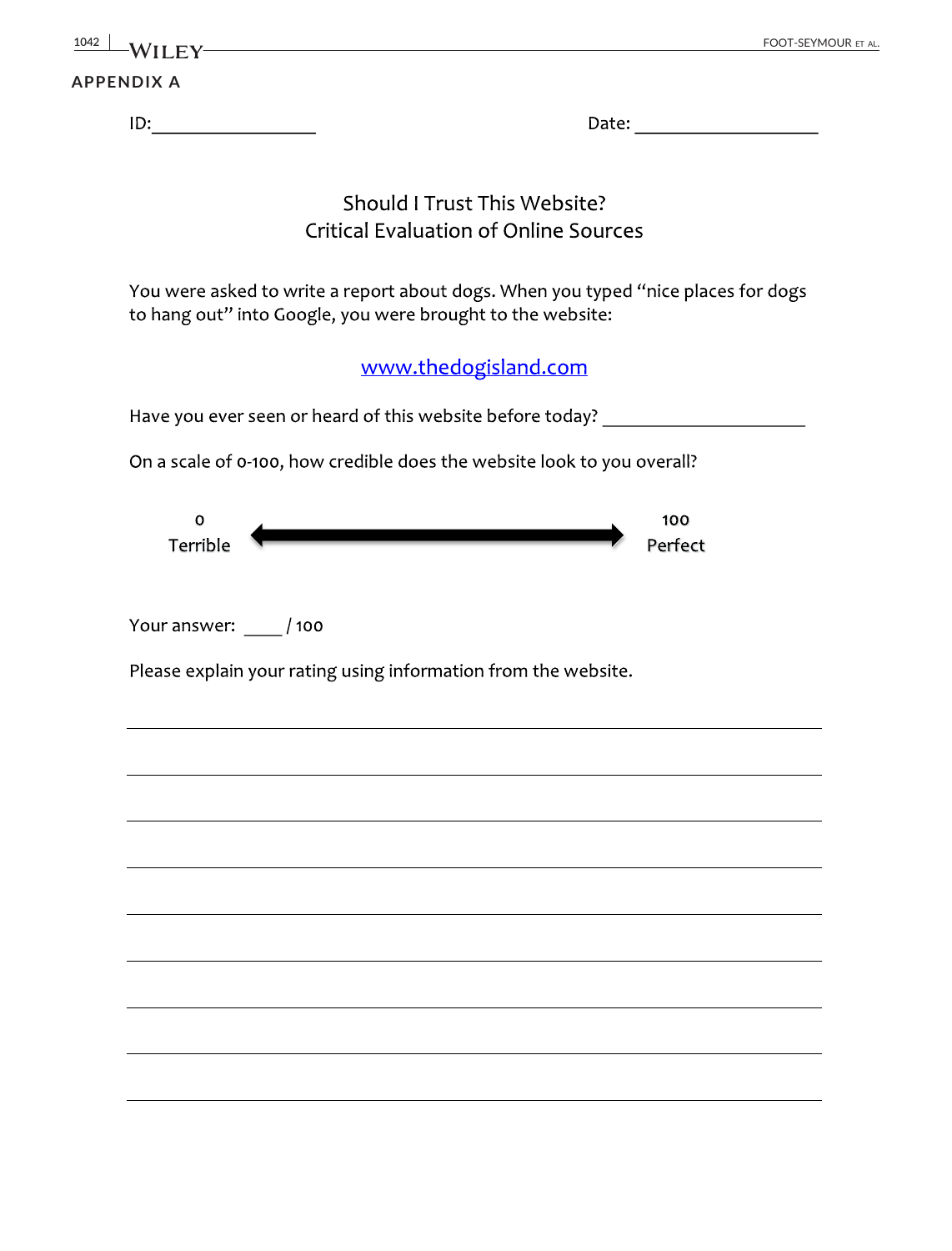## APPENDIX A

ID:\_\_\_\_\_\_\_\_\_\_\_\_\_\_\_\_\_\_ Date: \_\_\_\_\_\_\_\_\_\_\_\_\_\_\_\_\_\_\_\_

### Should I Trust This Website?
### Critical Evaluation of Online Sources

You were asked to write a report about dogs. When you typed "nice places for dogs to hang out" into Google, you were brought to the website:

www.thedogisland.com

Have you ever seen or heard of this website before today? \_\_\_\_\_\_\_\_\_\_\_\_\_\_\_\_\_\_\_\_\_\_

On a scale of 0-100, how credible does the website look to you overall?

0 Terrible ⟵⟶ 100 Perfect

Your answer: \_\_\_\_ / 100

Please explain your rating using information from the website.

\_\_\_\_\_\_\_\_\_\_\_\_\_\_\_\_\_\_\_\_\_\_\_\_\_\_\_\_\_\_\_\_\_\_\_\_\_\_\_\_\_\_\_\_\_\_\_\_\_\_\_\_\_\_\_\_\_\_\_\_\_\_\_\_\_\_\_\_\_\_

\_\_\_\_\_\_\_\_\_\_\_\_\_\_\_\_\_\_\_\_\_\_\_\_\_\_\_\_\_\_\_\_\_\_\_\_\_\_\_\_\_\_\_\_\_\_\_\_\_\_\_\_\_\_\_\_\_\_\_\_\_\_\_\_\_\_\_\_\_\_

\_\_\_\_\_\_\_\_\_\_\_\_\_\_\_\_\_\_\_\_\_\_\_\_\_\_\_\_\_\_\_\_\_\_\_\_\_\_\_\_\_\_\_\_\_\_\_\_\_\_\_\_\_\_\_\_\_\_\_\_\_\_\_\_\_\_\_\_\_\_

\_\_\_\_\_\_\_\_\_\_\_\_\_\_\_\_\_\_\_\_\_\_\_\_\_\_\_\_\_\_\_\_\_\_\_\_\_\_\_\_\_\_\_\_\_\_\_\_\_\_\_\_\_\_\_\_\_\_\_\_\_\_\_\_\_\_\_\_\_\_

\_\_\_\_\_\_\_\_\_\_\_\_\_\_\_\_\_\_\_\_\_\_\_\_\_\_\_\_\_\_\_\_\_\_\_\_\_\_\_\_\_\_\_\_\_\_\_\_\_\_\_\_\_\_\_\_\_\_\_\_\_\_\_\_\_\_\_\_\_\_

\_\_\_\_\_\_\_\_\_\_\_\_\_\_\_\_\_\_\_\_\_\_\_\_\_\_\_\_\_\_\_\_\_\_\_\_\_\_\_\_\_\_\_\_\_\_\_\_\_\_\_\_\_\_\_\_\_\_\_\_\_\_\_\_\_\_\_\_\_\_

\_\_\_\_\_\_\_\_\_\_\_\_\_\_\_\_\_\_\_\_\_\_\_\_\_\_\_\_\_\_\_\_\_\_\_\_\_\_\_\_\_\_\_\_\_\_\_\_\_\_\_\_\_\_\_\_\_\_\_\_\_\_\_\_\_\_\_\_\_\_

\_\_\_\_\_\_\_\_\_\_\_\_\_\_\_\_\_\_\_\_\_\_\_\_\_\_\_\_\_\_\_\_\_\_\_\_\_\_\_\_\_\_\_\_\_\_\_\_\_\_\_\_\_\_\_\_\_\_\_\_\_\_\_\_\_\_\_\_\_\_

\_\_\_\_\_\_\_\_\_\_\_\_\_\_\_\_\_\_\_\_\_\_\_\_\_\_\_\_\_\_\_\_\_\_\_\_\_\_\_\_\_\_\_\_\_\_\_\_\_\_\_\_\_\_\_\_\_\_\_\_\_\_\_\_\_\_\_\_\_\_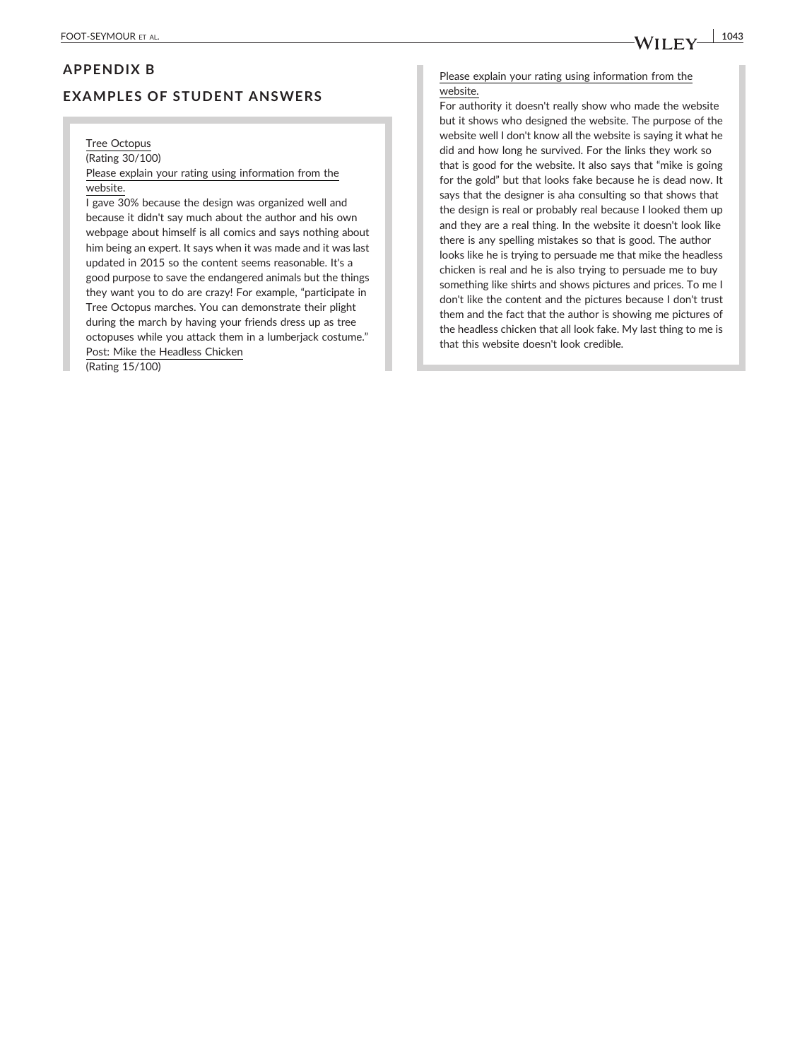## APPENDIX B

## EXAMPLES OF STUDENT ANSWERS

Tree Octopus

(Rating 30/100)

Please explain your rating using information from the website.

I gave 30% because the design was organized well and because it didn't say much about the author and his own webpage about himself is all comics and says nothing about him being an expert. It says when it was made and it was last updated in 2015 so the content seems reasonable. It's a good purpose to save the endangered animals but the things they want you to do are crazy! For example, "participate in Tree Octopus marches. You can demonstrate their plight during the march by having your friends dress up as tree octopuses while you attack them in a lumberjack costume."

Post: Mike the Headless Chicken

(Rating 15/100)

Please explain your rating using information from the website.

For authority it doesn't really show who made the website but it shows who designed the website. The purpose of the website well I don't know all the website is saying it what he did and how long he survived. For the links they work so that is good for the website. It also says that "mike is going for the gold" but that looks fake because he is dead now. It says that the designer is aha consulting so that shows that the design is real or probably real because I looked them up and they are a real thing. In the website it doesn't look like there is any spelling mistakes so that is good. The author looks like he is trying to persuade me that mike the headless chicken is real and he is also trying to persuade me to buy something like shirts and shows pictures and prices. To me I don't like the content and the pictures because I don't trust them and the fact that the author is showing me pictures of the headless chicken that all look fake. My last thing to me is that this website doesn't look credible.